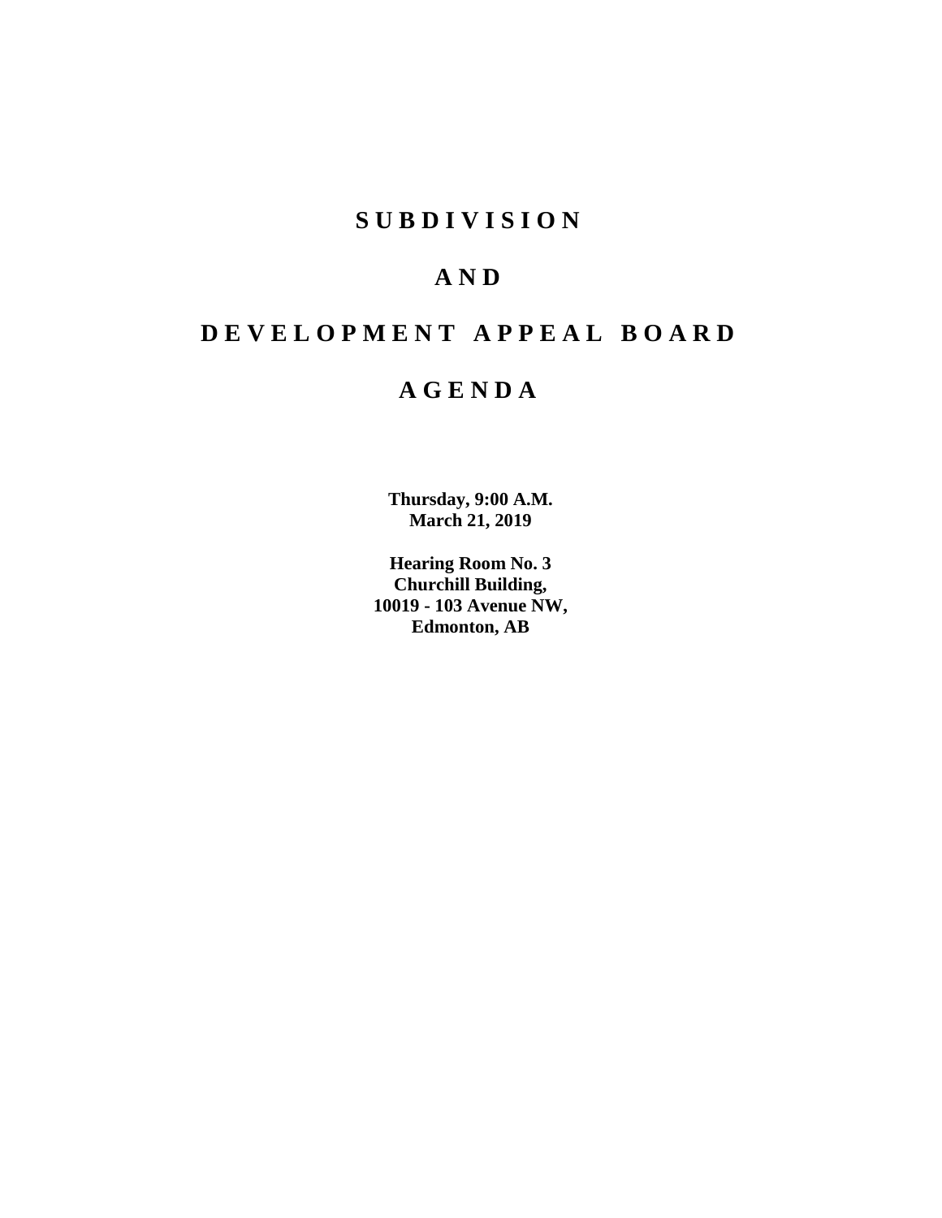# S U B D I V I S I O N

# A N D

# D E V E L O P M E N T   A P P E A L   B O A R D

# A G E N D A

**Thursday, 9:00 A.M.**
**March 21, 2019**

**Hearing Room No. 3**
**Churchill Building,**
**10019 - 103 Avenue NW,**
**Edmonton, AB**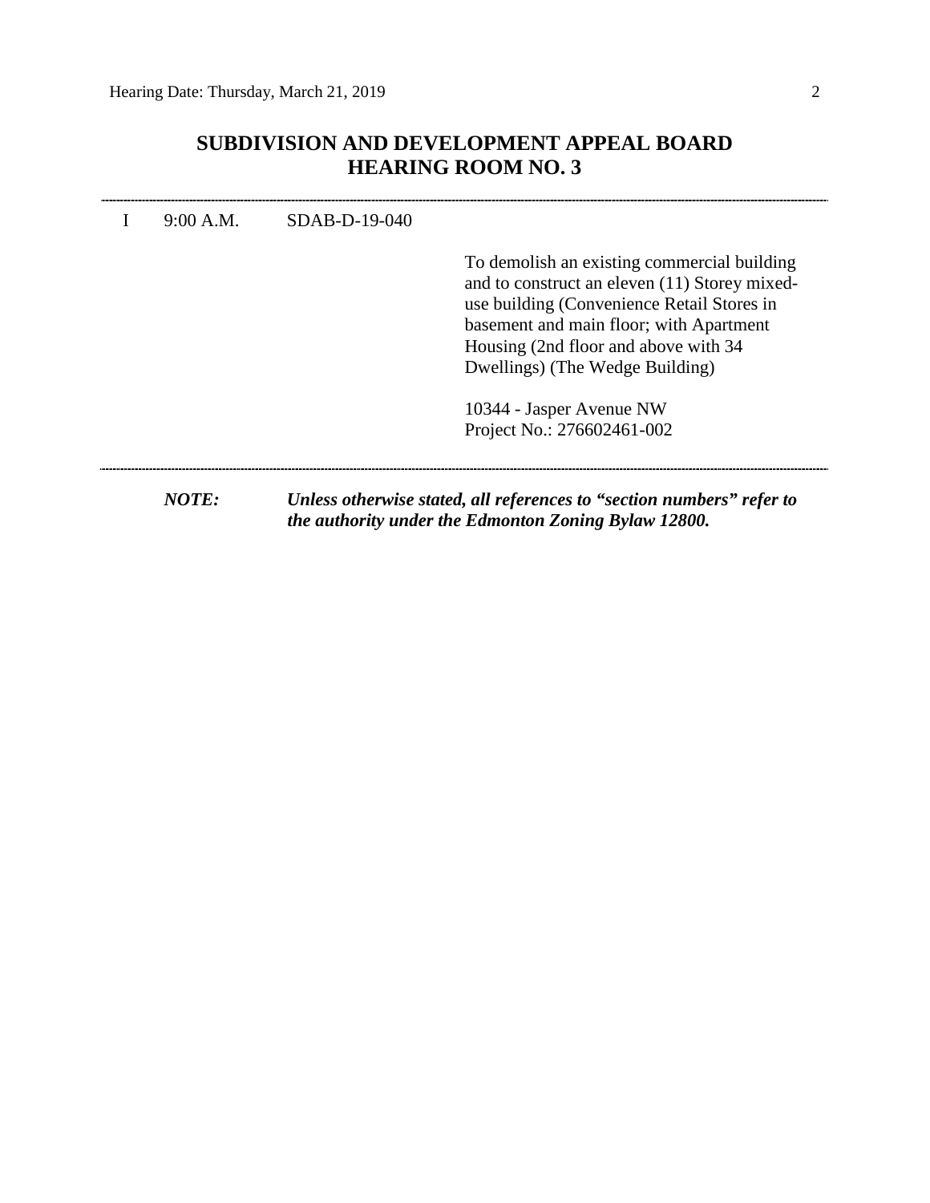## SUBDIVISION AND DEVELOPMENT APPEAL BOARD
## HEARING ROOM NO. 3

---

I 9:00 A.M. SDAB-D-19-040

To demolish an existing commercial building and to construct an eleven (11) Storey mixed-use building (Convenience Retail Stores in basement and main floor; with Apartment Housing (2nd floor and above with 34 Dwellings) (The Wedge Building)

10344 - Jasper Avenue NW
Project No.: 276602461-002

---

***NOTE:*** ***Unless otherwise stated, all references to "section numbers" refer to the authority under the Edmonton Zoning Bylaw 12800.***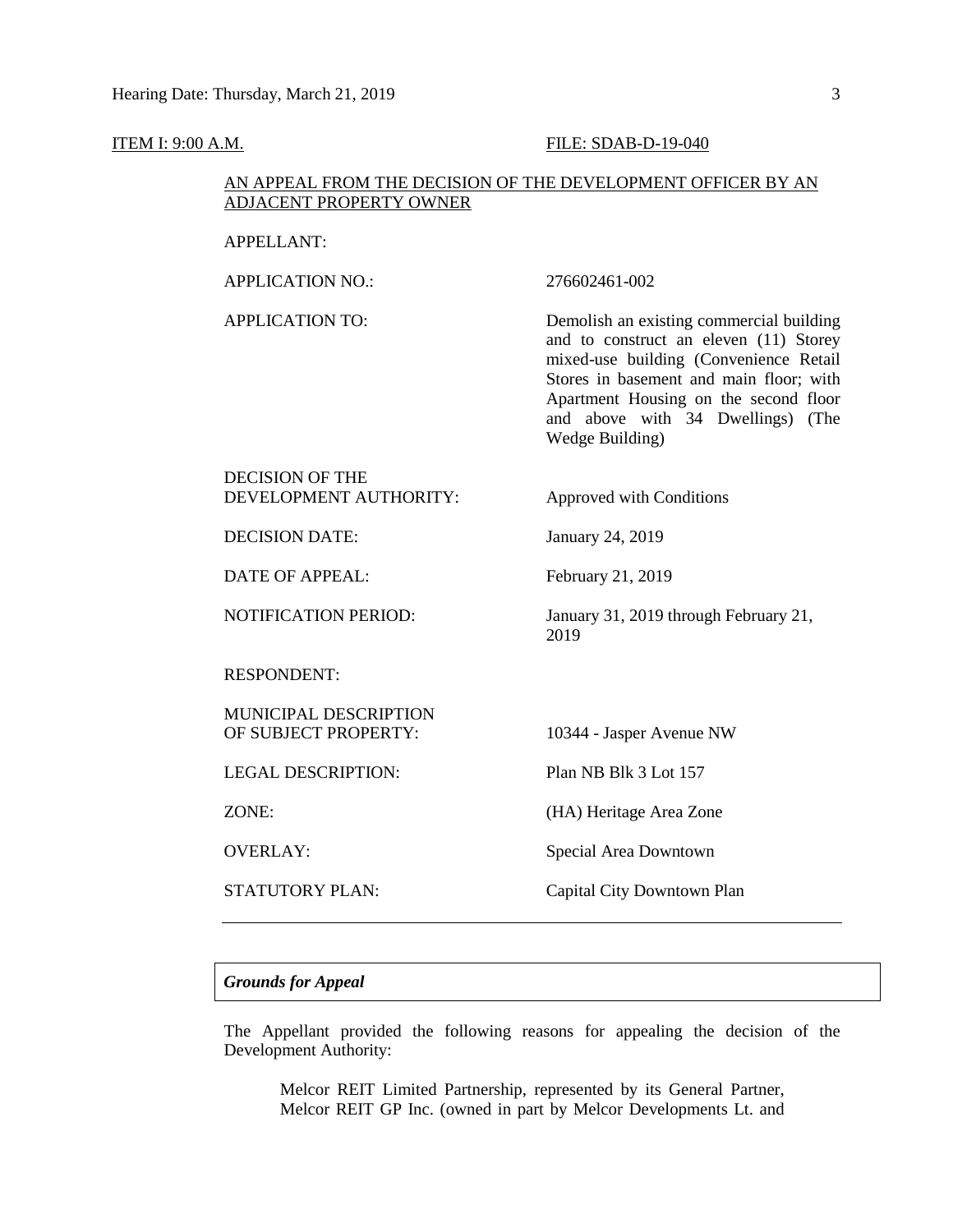ITEM I: 9:00 A.M. FILE: SDAB-D-19-040

AN APPEAL FROM THE DECISION OF THE DEVELOPMENT OFFICER BY AN ADJACENT PROPERTY OWNER

| | |
|---|---|
| APPELLANT: | |
| APPLICATION NO.: | 276602461-002 |
| APPLICATION TO: | Demolish an existing commercial building and to construct an eleven (11) Storey mixed-use building (Convenience Retail Stores in basement and main floor; with Apartment Housing on the second floor and above with 34 Dwellings) (The Wedge Building) |
| DECISION OF THE DEVELOPMENT AUTHORITY: | Approved with Conditions |
| DECISION DATE: | January 24, 2019 |
| DATE OF APPEAL: | February 21, 2019 |
| NOTIFICATION PERIOD: | January 31, 2019 through February 21, 2019 |
| RESPONDENT: | |
| MUNICIPAL DESCRIPTION OF SUBJECT PROPERTY: | 10344 - Jasper Avenue NW |
| LEGAL DESCRIPTION: | Plan NB Blk 3 Lot 157 |
| ZONE: | (HA) Heritage Area Zone |
| OVERLAY: | Special Area Downtown |
| STATUTORY PLAN: | Capital City Downtown Plan |

---

*Grounds for Appeal*

The Appellant provided the following reasons for appealing the decision of the Development Authority:

> Melcor REIT Limited Partnership, represented by its General Partner, Melcor REIT GP Inc. (owned in part by Melcor Developments Lt. and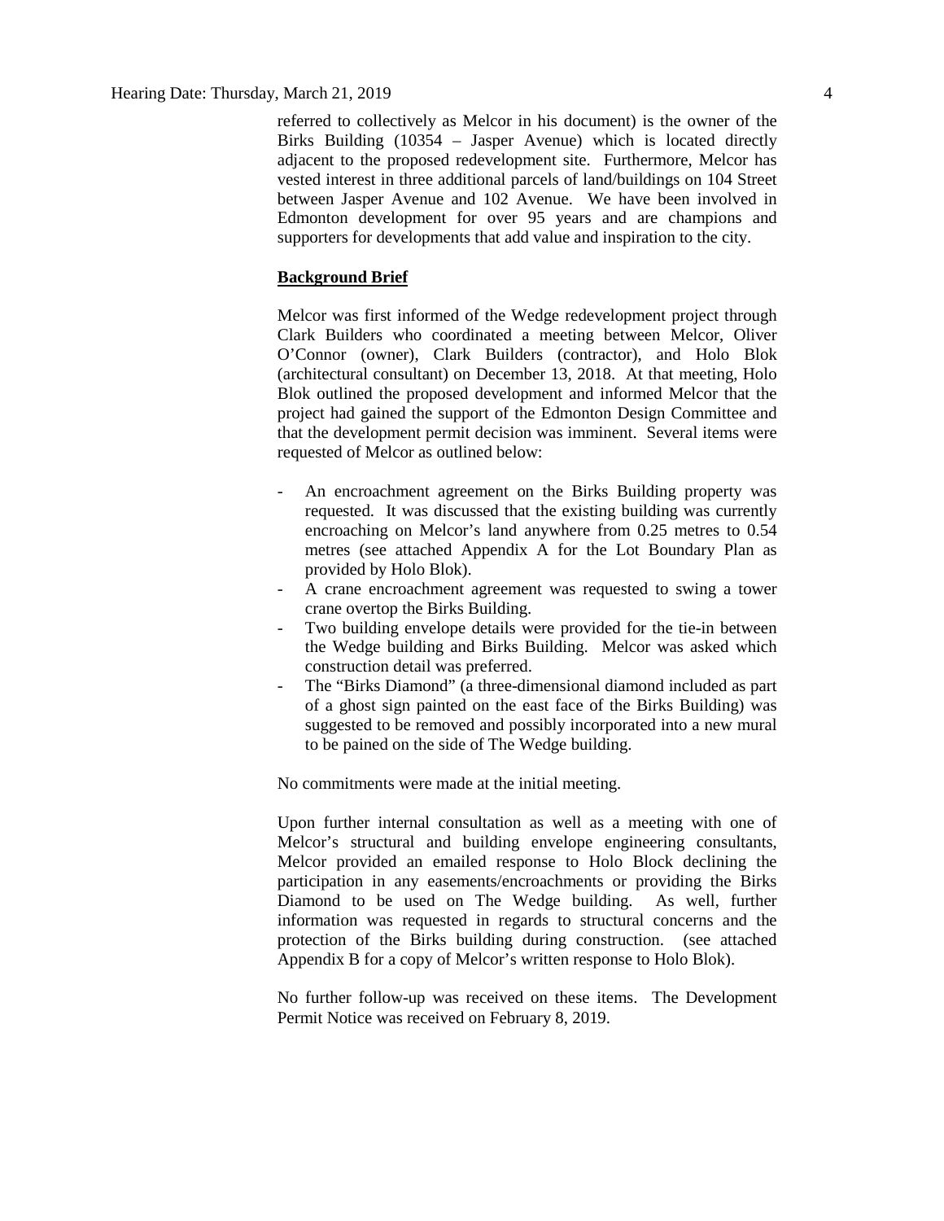referred to collectively as Melcor in his document) is the owner of the Birks Building (10354 – Jasper Avenue) which is located directly adjacent to the proposed redevelopment site. Furthermore, Melcor has vested interest in three additional parcels of land/buildings on 104 Street between Jasper Avenue and 102 Avenue. We have been involved in Edmonton development for over 95 years and are champions and supporters for developments that add value and inspiration to the city.

**Background Brief**

Melcor was first informed of the Wedge redevelopment project through Clark Builders who coordinated a meeting between Melcor, Oliver O'Connor (owner), Clark Builders (contractor), and Holo Blok (architectural consultant) on December 13, 2018. At that meeting, Holo Blok outlined the proposed development and informed Melcor that the project had gained the support of the Edmonton Design Committee and that the development permit decision was imminent. Several items were requested of Melcor as outlined below:

- An encroachment agreement on the Birks Building property was requested. It was discussed that the existing building was currently encroaching on Melcor's land anywhere from 0.25 metres to 0.54 metres (see attached Appendix A for the Lot Boundary Plan as provided by Holo Blok).
- A crane encroachment agreement was requested to swing a tower crane overtop the Birks Building.
- Two building envelope details were provided for the tie-in between the Wedge building and Birks Building. Melcor was asked which construction detail was preferred.
- The "Birks Diamond" (a three-dimensional diamond included as part of a ghost sign painted on the east face of the Birks Building) was suggested to be removed and possibly incorporated into a new mural to be pained on the side of The Wedge building.

No commitments were made at the initial meeting.

Upon further internal consultation as well as a meeting with one of Melcor's structural and building envelope engineering consultants, Melcor provided an emailed response to Holo Block declining the participation in any easements/encroachments or providing the Birks Diamond to be used on The Wedge building. As well, further information was requested in regards to structural concerns and the protection of the Birks building during construction. (see attached Appendix B for a copy of Melcor's written response to Holo Blok).

No further follow-up was received on these items. The Development Permit Notice was received on February 8, 2019.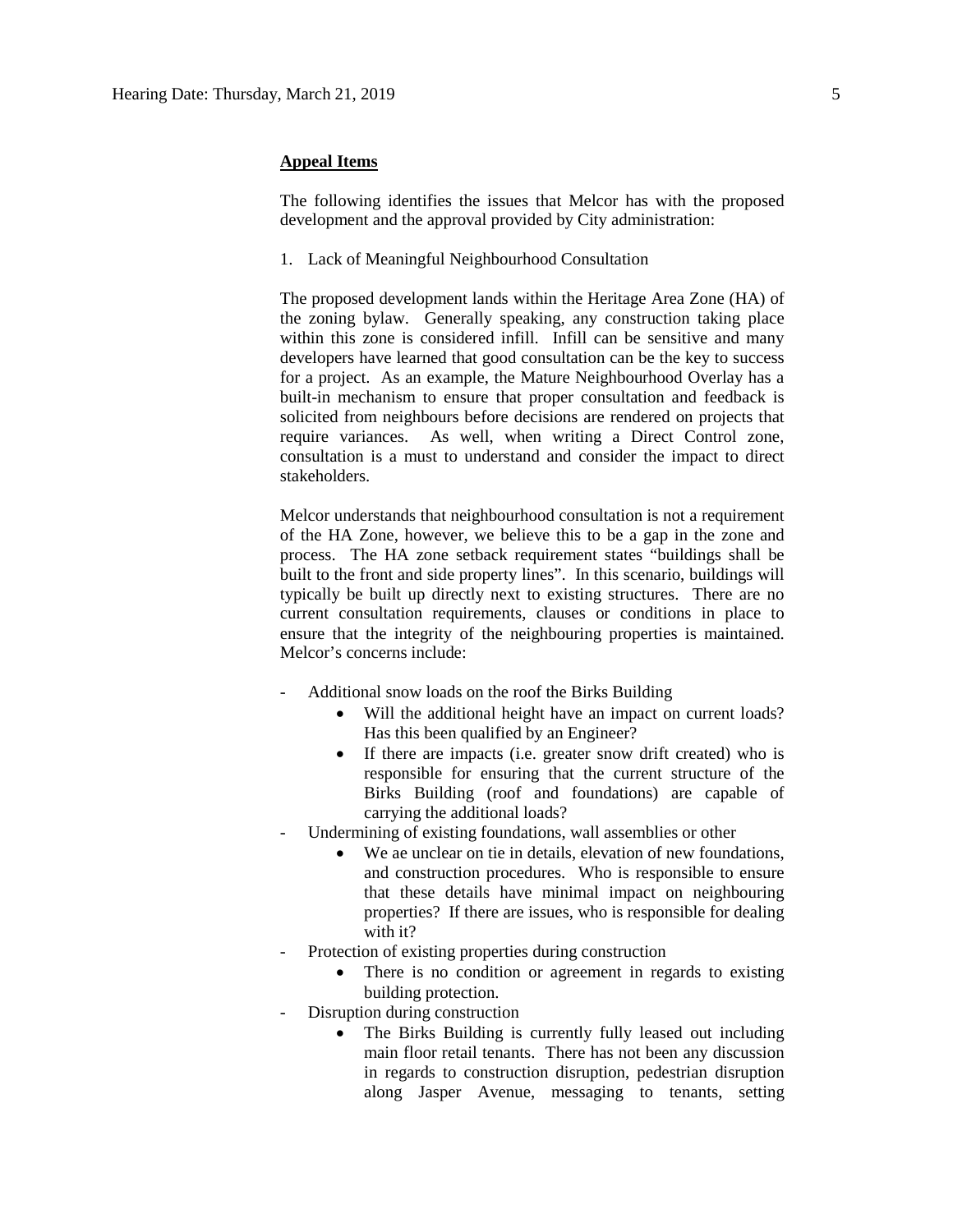**Appeal Items**

The following identifies the issues that Melcor has with the proposed development and the approval provided by City administration:

1. Lack of Meaningful Neighbourhood Consultation

The proposed development lands within the Heritage Area Zone (HA) of the zoning bylaw. Generally speaking, any construction taking place within this zone is considered infill. Infill can be sensitive and many developers have learned that good consultation can be the key to success for a project. As an example, the Mature Neighbourhood Overlay has a built-in mechanism to ensure that proper consultation and feedback is solicited from neighbours before decisions are rendered on projects that require variances. As well, when writing a Direct Control zone, consultation is a must to understand and consider the impact to direct stakeholders.

Melcor understands that neighbourhood consultation is not a requirement of the HA Zone, however, we believe this to be a gap in the zone and process. The HA zone setback requirement states "buildings shall be built to the front and side property lines". In this scenario, buildings will typically be built up directly next to existing structures. There are no current consultation requirements, clauses or conditions in place to ensure that the integrity of the neighbouring properties is maintained. Melcor's concerns include:

- Additional snow loads on the roof the Birks Building
    - Will the additional height have an impact on current loads? Has this been qualified by an Engineer?
    - If there are impacts (i.e. greater snow drift created) who is responsible for ensuring that the current structure of the Birks Building (roof and foundations) are capable of carrying the additional loads?
- Undermining of existing foundations, wall assemblies or other
    - We ae unclear on tie in details, elevation of new foundations, and construction procedures. Who is responsible to ensure that these details have minimal impact on neighbouring properties? If there are issues, who is responsible for dealing with it?
- Protection of existing properties during construction
    - There is no condition or agreement in regards to existing building protection.
- Disruption during construction
    - The Birks Building is currently fully leased out including main floor retail tenants. There has not been any discussion in regards to construction disruption, pedestrian disruption along Jasper Avenue, messaging to tenants, setting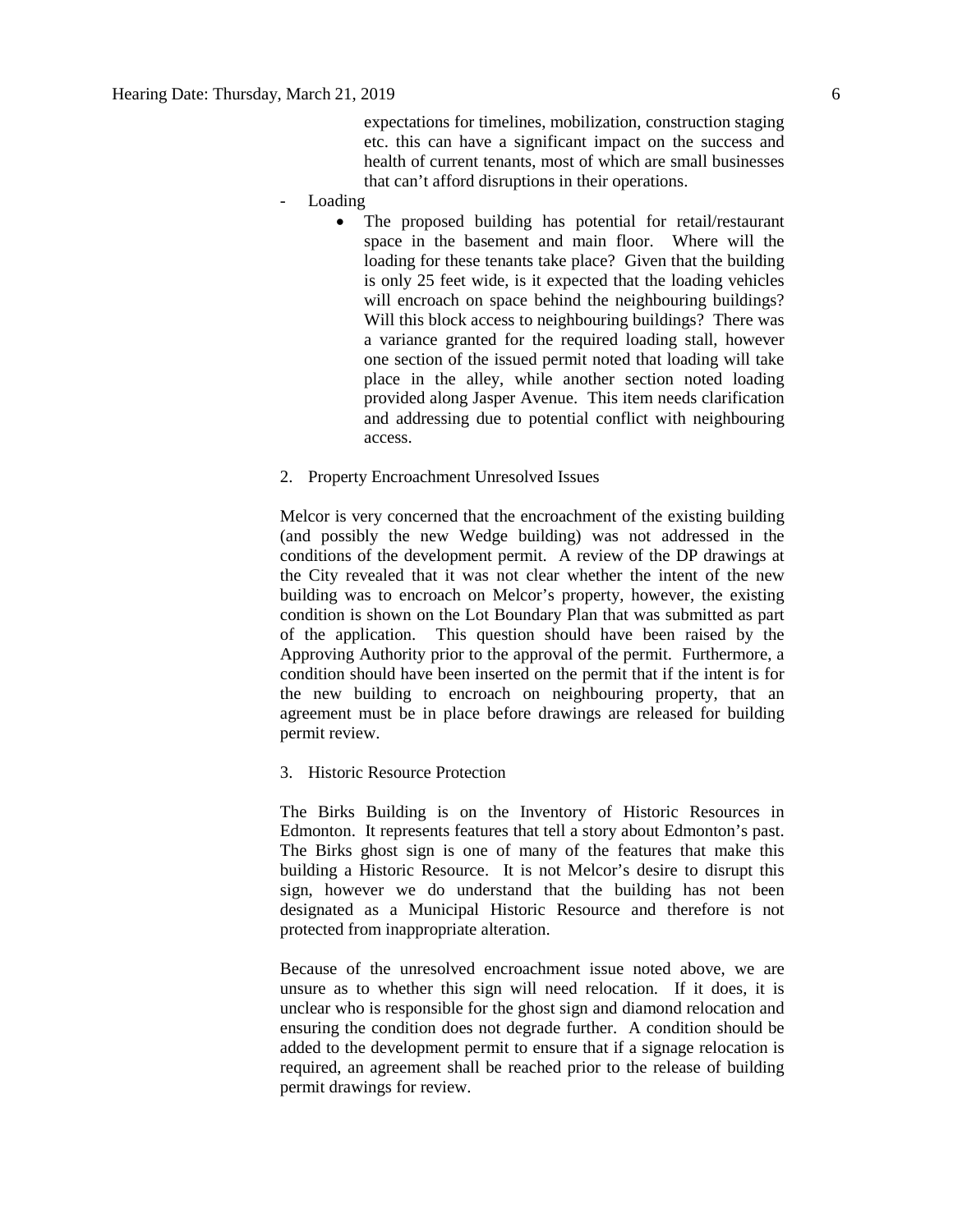expectations for timelines, mobilization, construction staging etc. this can have a significant impact on the success and health of current tenants, most of which are small businesses that can't afford disruptions in their operations.

- Loading
  - The proposed building has potential for retail/restaurant space in the basement and main floor. Where will the loading for these tenants take place? Given that the building is only 25 feet wide, is it expected that the loading vehicles will encroach on space behind the neighbouring buildings? Will this block access to neighbouring buildings? There was a variance granted for the required loading stall, however one section of the issued permit noted that loading will take place in the alley, while another section noted loading provided along Jasper Avenue. This item needs clarification and addressing due to potential conflict with neighbouring access.

2. Property Encroachment Unresolved Issues

Melcor is very concerned that the encroachment of the existing building (and possibly the new Wedge building) was not addressed in the conditions of the development permit. A review of the DP drawings at the City revealed that it was not clear whether the intent of the new building was to encroach on Melcor's property, however, the existing condition is shown on the Lot Boundary Plan that was submitted as part of the application. This question should have been raised by the Approving Authority prior to the approval of the permit. Furthermore, a condition should have been inserted on the permit that if the intent is for the new building to encroach on neighbouring property, that an agreement must be in place before drawings are released for building permit review.

3. Historic Resource Protection

The Birks Building is on the Inventory of Historic Resources in Edmonton. It represents features that tell a story about Edmonton's past. The Birks ghost sign is one of many of the features that make this building a Historic Resource. It is not Melcor's desire to disrupt this sign, however we do understand that the building has not been designated as a Municipal Historic Resource and therefore is not protected from inappropriate alteration.

Because of the unresolved encroachment issue noted above, we are unsure as to whether this sign will need relocation. If it does, it is unclear who is responsible for the ghost sign and diamond relocation and ensuring the condition does not degrade further. A condition should be added to the development permit to ensure that if a signage relocation is required, an agreement shall be reached prior to the release of building permit drawings for review.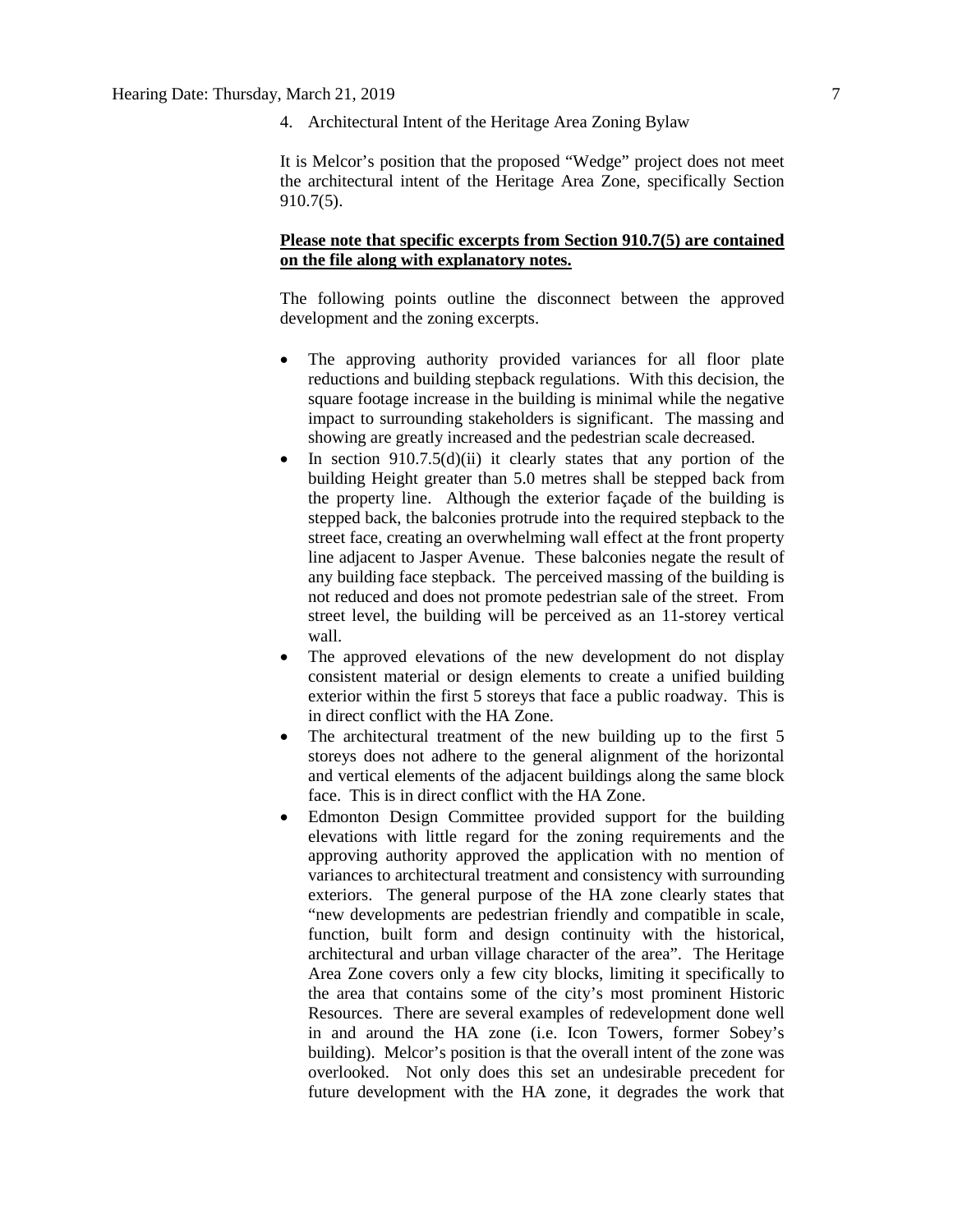4. Architectural Intent of the Heritage Area Zoning Bylaw

It is Melcor's position that the proposed "Wedge" project does not meet the architectural intent of the Heritage Area Zone, specifically Section 910.7(5).

**Please note that specific excerpts from Section 910.7(5) are contained on the file along with explanatory notes.**

The following points outline the disconnect between the approved development and the zoning excerpts.

- The approving authority provided variances for all floor plate reductions and building stepback regulations. With this decision, the square footage increase in the building is minimal while the negative impact to surrounding stakeholders is significant. The massing and showing are greatly increased and the pedestrian scale decreased.
- In section 910.7.5(d)(ii) it clearly states that any portion of the building Height greater than 5.0 metres shall be stepped back from the property line. Although the exterior façade of the building is stepped back, the balconies protrude into the required stepback to the street face, creating an overwhelming wall effect at the front property line adjacent to Jasper Avenue. These balconies negate the result of any building face stepback. The perceived massing of the building is not reduced and does not promote pedestrian sale of the street. From street level, the building will be perceived as an 11-storey vertical wall.
- The approved elevations of the new development do not display consistent material or design elements to create a unified building exterior within the first 5 storeys that face a public roadway. This is in direct conflict with the HA Zone.
- The architectural treatment of the new building up to the first 5 storeys does not adhere to the general alignment of the horizontal and vertical elements of the adjacent buildings along the same block face. This is in direct conflict with the HA Zone.
- Edmonton Design Committee provided support for the building elevations with little regard for the zoning requirements and the approving authority approved the application with no mention of variances to architectural treatment and consistency with surrounding exteriors. The general purpose of the HA zone clearly states that "new developments are pedestrian friendly and compatible in scale, function, built form and design continuity with the historical, architectural and urban village character of the area". The Heritage Area Zone covers only a few city blocks, limiting it specifically to the area that contains some of the city's most prominent Historic Resources. There are several examples of redevelopment done well in and around the HA zone (i.e. Icon Towers, former Sobey's building). Melcor's position is that the overall intent of the zone was overlooked. Not only does this set an undesirable precedent for future development with the HA zone, it degrades the work that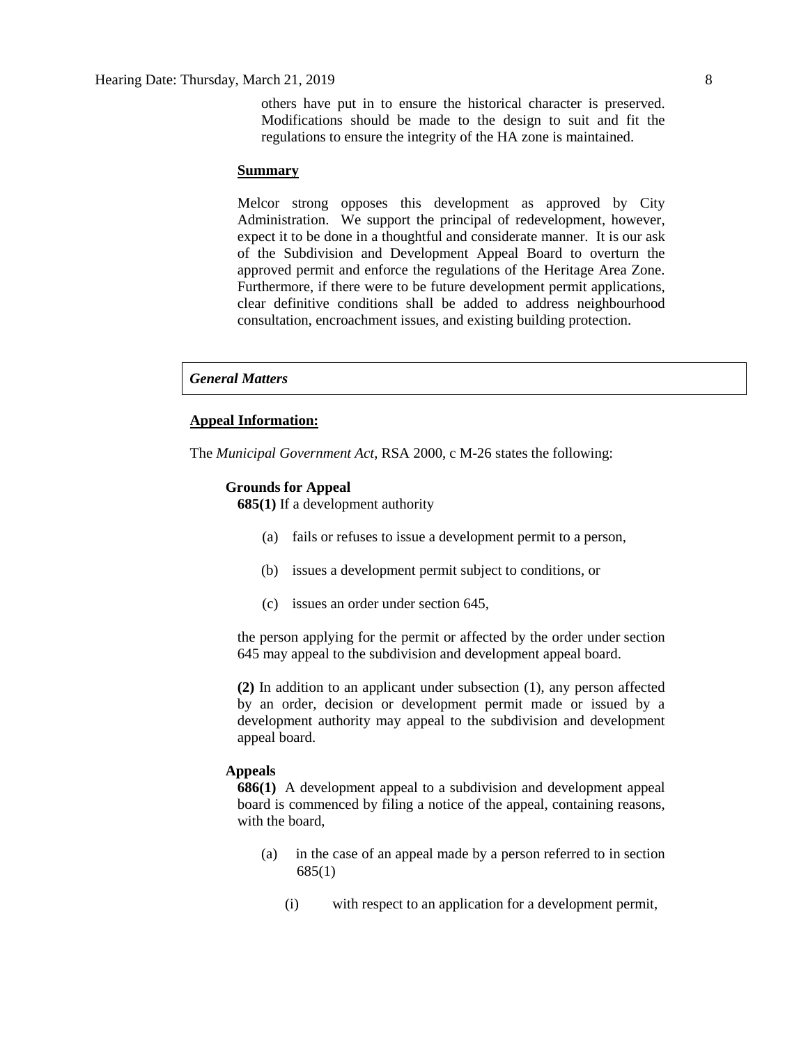others have put in to ensure the historical character is preserved. Modifications should be made to the design to suit and fit the regulations to ensure the integrity of the HA zone is maintained.

**Summary**

Melcor strong opposes this development as approved by City Administration. We support the principal of redevelopment, however, expect it to be done in a thoughtful and considerate manner. It is our ask of the Subdivision and Development Appeal Board to overturn the approved permit and enforce the regulations of the Heritage Area Zone. Furthermore, if there were to be future development permit applications, clear definitive conditions shall be added to address neighbourhood consultation, encroachment issues, and existing building protection.

## *General Matters*

**Appeal Information:**

The *Municipal Government Act*, RSA 2000, c M-26 states the following:

**Grounds for Appeal**

**685(1)** If a development authority

(a) fails or refuses to issue a development permit to a person,

(b) issues a development permit subject to conditions, or

(c) issues an order under section 645,

the person applying for the permit or affected by the order under section 645 may appeal to the subdivision and development appeal board.

**(2)** In addition to an applicant under subsection (1), any person affected by an order, decision or development permit made or issued by a development authority may appeal to the subdivision and development appeal board.

**Appeals**

**686(1)** A development appeal to a subdivision and development appeal board is commenced by filing a notice of the appeal, containing reasons, with the board,

(a) in the case of an appeal made by a person referred to in section 685(1)

(i) with respect to an application for a development permit,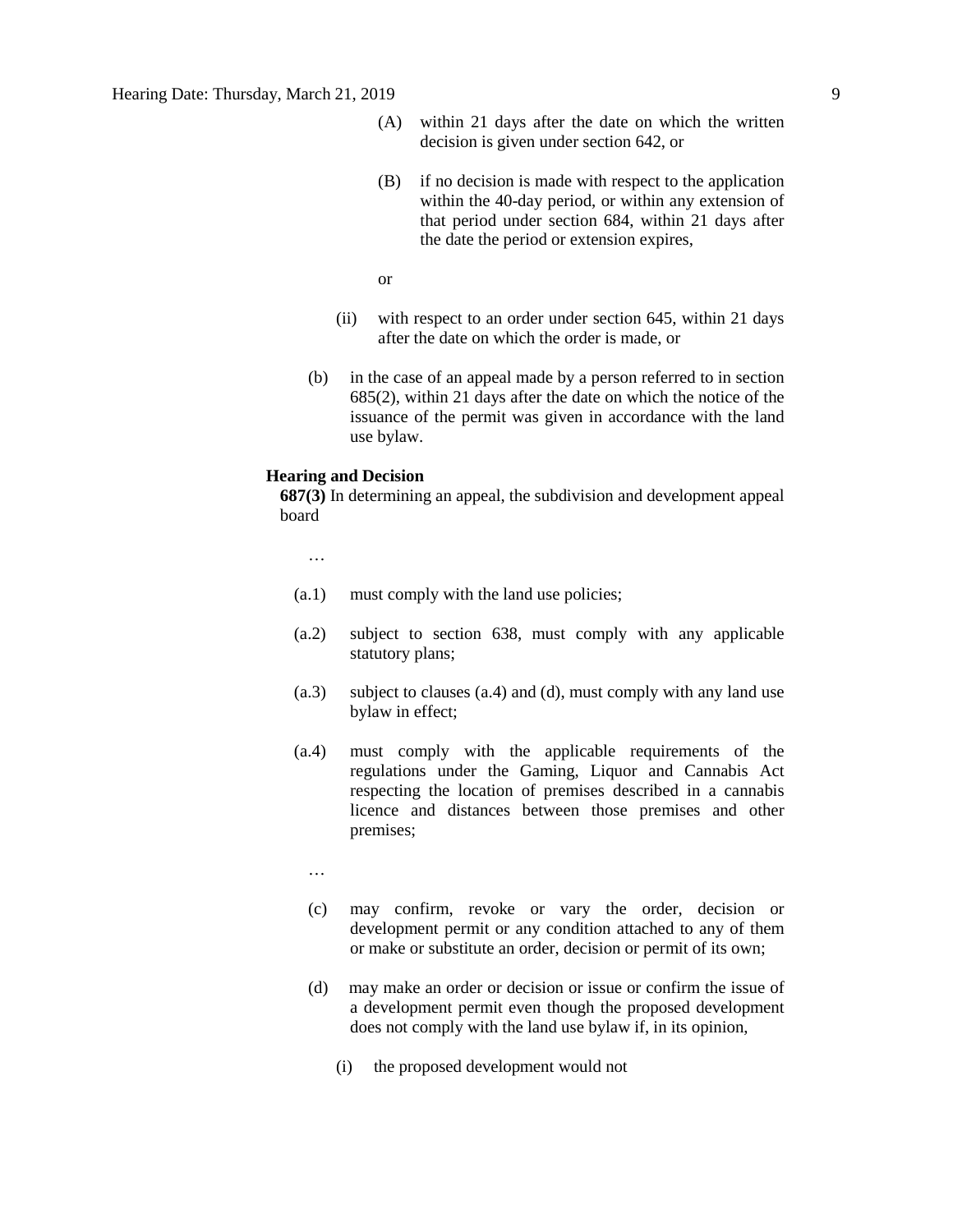(A) within 21 days after the date on which the written decision is given under section 642, or

(B) if no decision is made with respect to the application within the 40-day period, or within any extension of that period under section 684, within 21 days after the date the period or extension expires,

or

(ii) with respect to an order under section 645, within 21 days after the date on which the order is made, or

(b) in the case of an appeal made by a person referred to in section 685(2), within 21 days after the date on which the notice of the issuance of the permit was given in accordance with the land use bylaw.

**Hearing and Decision**

**687(3)** In determining an appeal, the subdivision and development appeal board

…

(a.1) must comply with the land use policies;

(a.2) subject to section 638, must comply with any applicable statutory plans;

(a.3) subject to clauses (a.4) and (d), must comply with any land use bylaw in effect;

(a.4) must comply with the applicable requirements of the regulations under the Gaming, Liquor and Cannabis Act respecting the location of premises described in a cannabis licence and distances between those premises and other premises;

…

(c) may confirm, revoke or vary the order, decision or development permit or any condition attached to any of them or make or substitute an order, decision or permit of its own;

(d) may make an order or decision or issue or confirm the issue of a development permit even though the proposed development does not comply with the land use bylaw if, in its opinion,

(i) the proposed development would not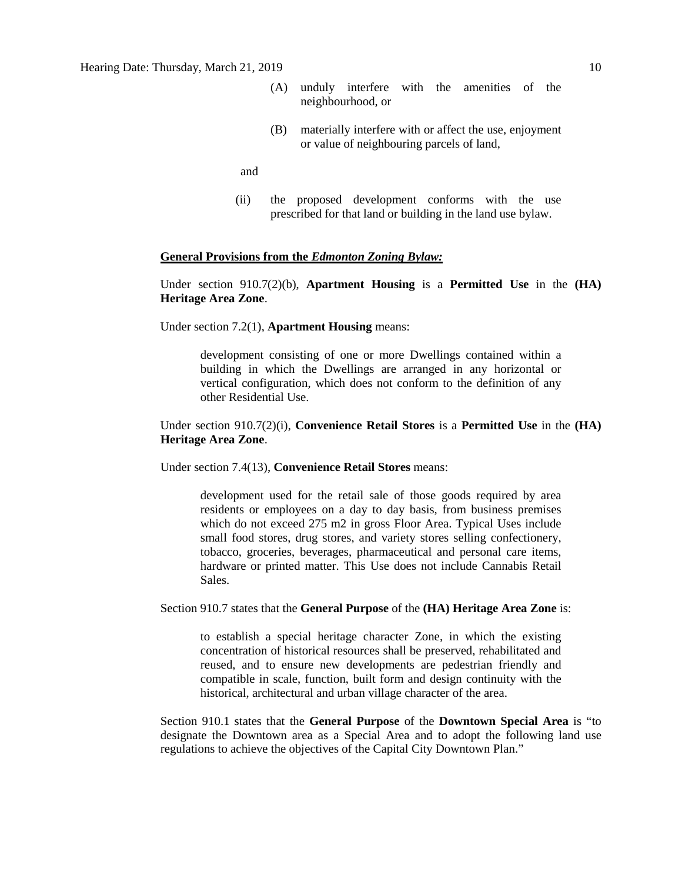(A) unduly interfere with the amenities of the neighbourhood, or

(B) materially interfere with or affect the use, enjoyment or value of neighbouring parcels of land,

and

(ii) the proposed development conforms with the use prescribed for that land or building in the land use bylaw.

**General Provisions from the *Edmonton Zoning Bylaw:***

Under section 910.7(2)(b), **Apartment Housing** is a **Permitted Use** in the **(HA) Heritage Area Zone**.

Under section 7.2(1), **Apartment Housing** means:

> development consisting of one or more Dwellings contained within a building in which the Dwellings are arranged in any horizontal or vertical configuration, which does not conform to the definition of any other Residential Use.

Under section 910.7(2)(i), **Convenience Retail Stores** is a **Permitted Use** in the **(HA) Heritage Area Zone**.

Under section 7.4(13), **Convenience Retail Stores** means:

> development used for the retail sale of those goods required by area residents or employees on a day to day basis, from business premises which do not exceed 275 m2 in gross Floor Area. Typical Uses include small food stores, drug stores, and variety stores selling confectionery, tobacco, groceries, beverages, pharmaceutical and personal care items, hardware or printed matter. This Use does not include Cannabis Retail Sales.

Section 910.7 states that the **General Purpose** of the **(HA) Heritage Area Zone** is:

> to establish a special heritage character Zone, in which the existing concentration of historical resources shall be preserved, rehabilitated and reused, and to ensure new developments are pedestrian friendly and compatible in scale, function, built form and design continuity with the historical, architectural and urban village character of the area.

Section 910.1 states that the **General Purpose** of the **Downtown Special Area** is "to designate the Downtown area as a Special Area and to adopt the following land use regulations to achieve the objectives of the Capital City Downtown Plan."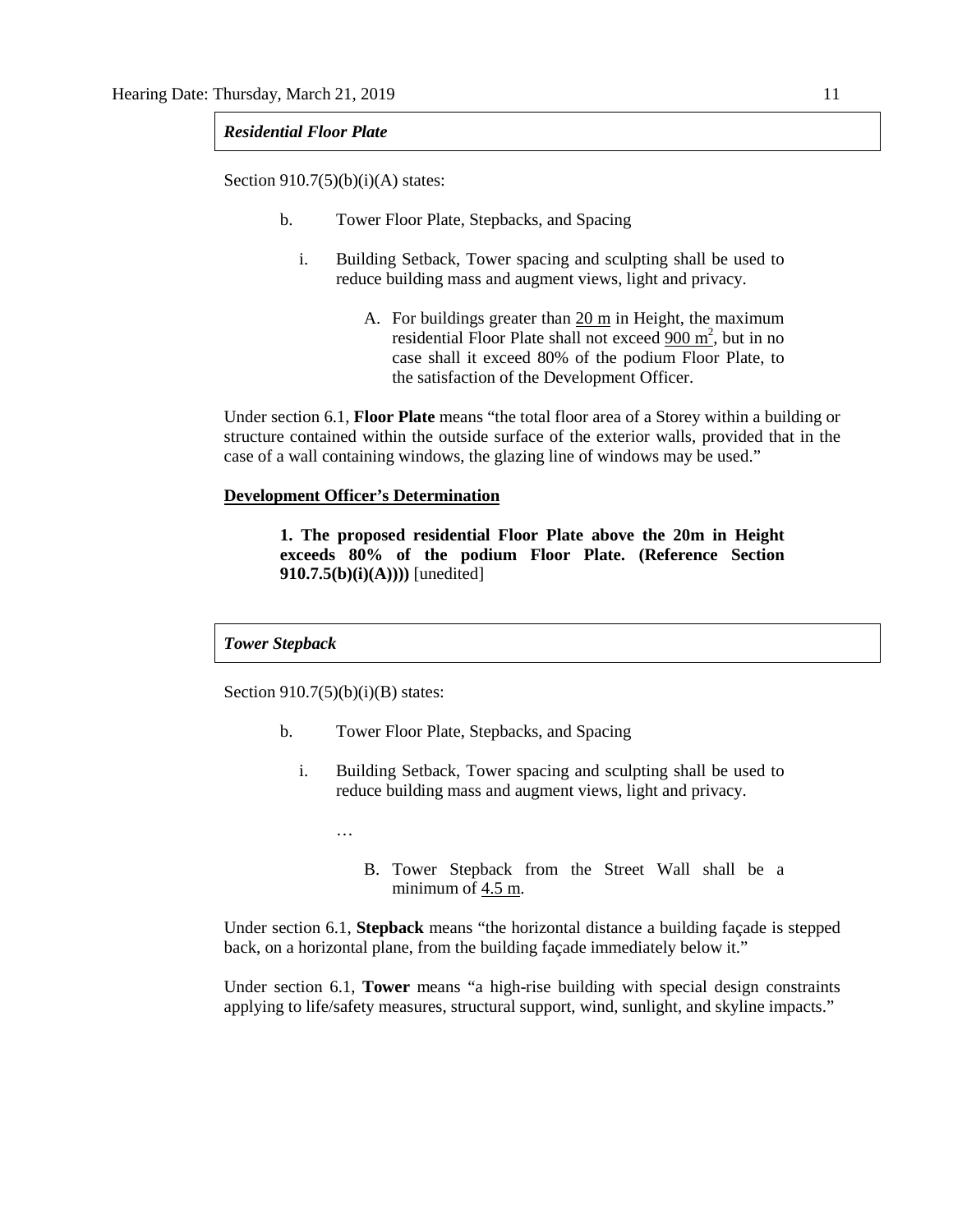***Residential Floor Plate***

Section 910.7(5)(b)(i)(A) states:

> b. Tower Floor Plate, Stepbacks, and Spacing
>
> i. Building Setback, Tower spacing and sculpting shall be used to reduce building mass and augment views, light and privacy.
>
> A. For buildings greater than 20 m in Height, the maximum residential Floor Plate shall not exceed 900 $m^2$, but in no case shall it exceed 80% of the podium Floor Plate, to the satisfaction of the Development Officer.

Under section 6.1, **Floor Plate** means "the total floor area of a Storey within a building or structure contained within the outside surface of the exterior walls, provided that in the case of a wall containing windows, the glazing line of windows may be used."

**Development Officer's Determination**

> **1. The proposed residential Floor Plate above the 20m in Height exceeds 80% of the podium Floor Plate. (Reference Section 910.7.5(b)(i)(A))))** [unedited]

***Tower Stepback***

Section 910.7(5)(b)(i)(B) states:

> b. Tower Floor Plate, Stepbacks, and Spacing
>
> i. Building Setback, Tower spacing and sculpting shall be used to reduce building mass and augment views, light and privacy.
>
> …
>
> B. Tower Stepback from the Street Wall shall be a minimum of 4.5 m.

Under section 6.1, **Stepback** means "the horizontal distance a building façade is stepped back, on a horizontal plane, from the building façade immediately below it."

Under section 6.1, **Tower** means "a high-rise building with special design constraints applying to life/safety measures, structural support, wind, sunlight, and skyline impacts."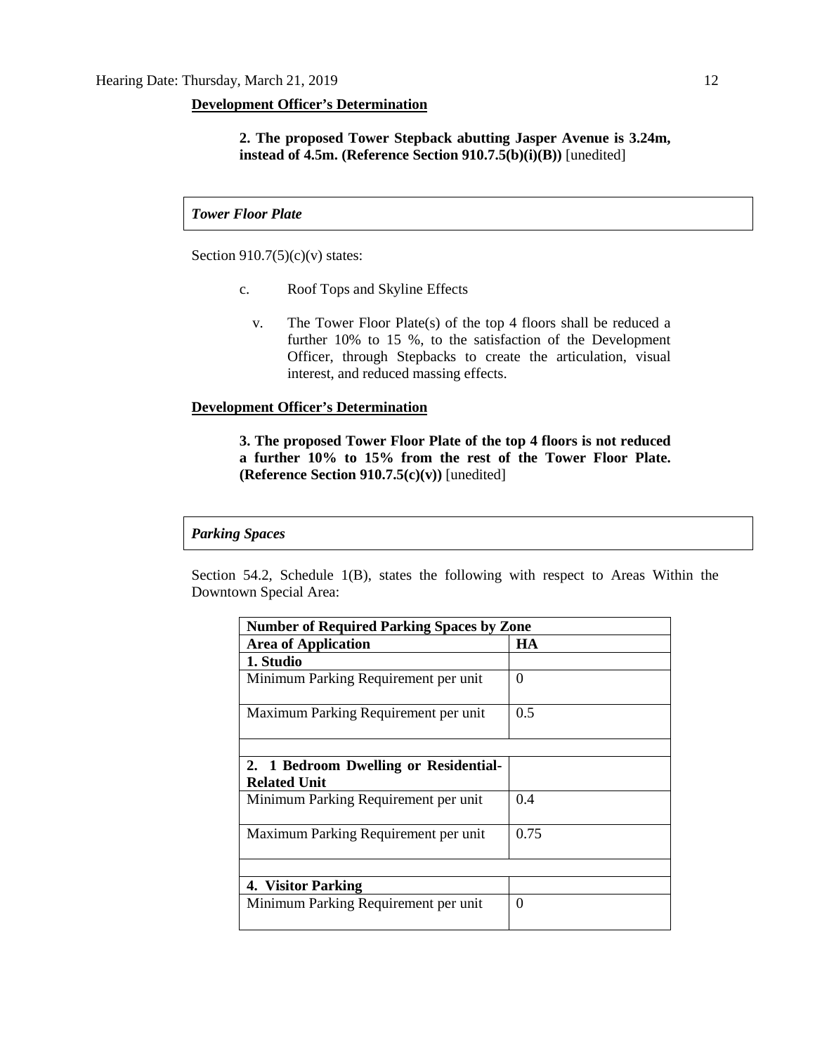**Development Officer's Determination**

**2. The proposed Tower Stepback abutting Jasper Avenue is 3.24m, instead of 4.5m. (Reference Section 910.7.5(b)(i)(B))** [unedited]

***Tower Floor Plate***

Section 910.7(5)(c)(v) states:

c. Roof Tops and Skyline Effects

v. The Tower Floor Plate(s) of the top 4 floors shall be reduced a further 10% to 15 %, to the satisfaction of the Development Officer, through Stepbacks to create the articulation, visual interest, and reduced massing effects.

**Development Officer's Determination**

**3. The proposed Tower Floor Plate of the top 4 floors is not reduced a further 10% to 15% from the rest of the Tower Floor Plate. (Reference Section 910.7.5(c)(v))** [unedited]

***Parking Spaces***

Section 54.2, Schedule 1(B), states the following with respect to Areas Within the Downtown Special Area:

| **Number of Required Parking Spaces by Zone** | |
|---|---|
| **Area of Application** | **HA** |
| **1. Studio** | |
| Minimum Parking Requirement per unit | 0 |
| Maximum Parking Requirement per unit | 0.5 |
| | |
| **2. 1 Bedroom Dwelling or Residential-Related Unit** | |
| Minimum Parking Requirement per unit | 0.4 |
| Maximum Parking Requirement per unit | 0.75 |
| | |
| **4. Visitor Parking** | |
| Minimum Parking Requirement per unit | 0 |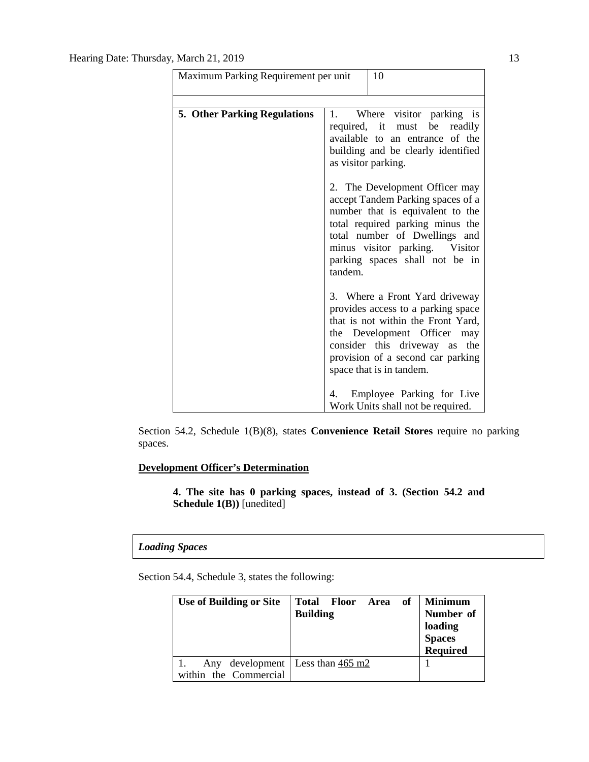| Maximum Parking Requirement per unit | 10 |
|---|---|
| | |
| **5. Other Parking Regulations** | 1. Where visitor parking is required, it must be readily available to an entrance of the building and be clearly identified as visitor parking.<br><br>2. The Development Officer may accept Tandem Parking spaces of a number that is equivalent to the total required parking minus the total number of Dwellings and minus visitor parking. Visitor parking spaces shall not be in tandem.<br><br>3. Where a Front Yard driveway provides access to a parking space that is not within the Front Yard, the Development Officer may consider this driveway as the provision of a second car parking space that is in tandem.<br><br>4. Employee Parking for Live Work Units shall not be required. |

Section 54.2, Schedule 1(B)(8), states **Convenience Retail Stores** require no parking spaces.

**Development Officer's Determination**

> **4. The site has 0 parking spaces, instead of 3. (Section 54.2 and Schedule 1(B))** [unedited]

*Loading Spaces*

Section 54.4, Schedule 3, states the following:

| Use of Building or Site | Total Floor Area of Building | Minimum Number of loading Spaces Required |
|---|---|---|
| 1. Any development within the Commercial | Less than 465 m2 | 1 |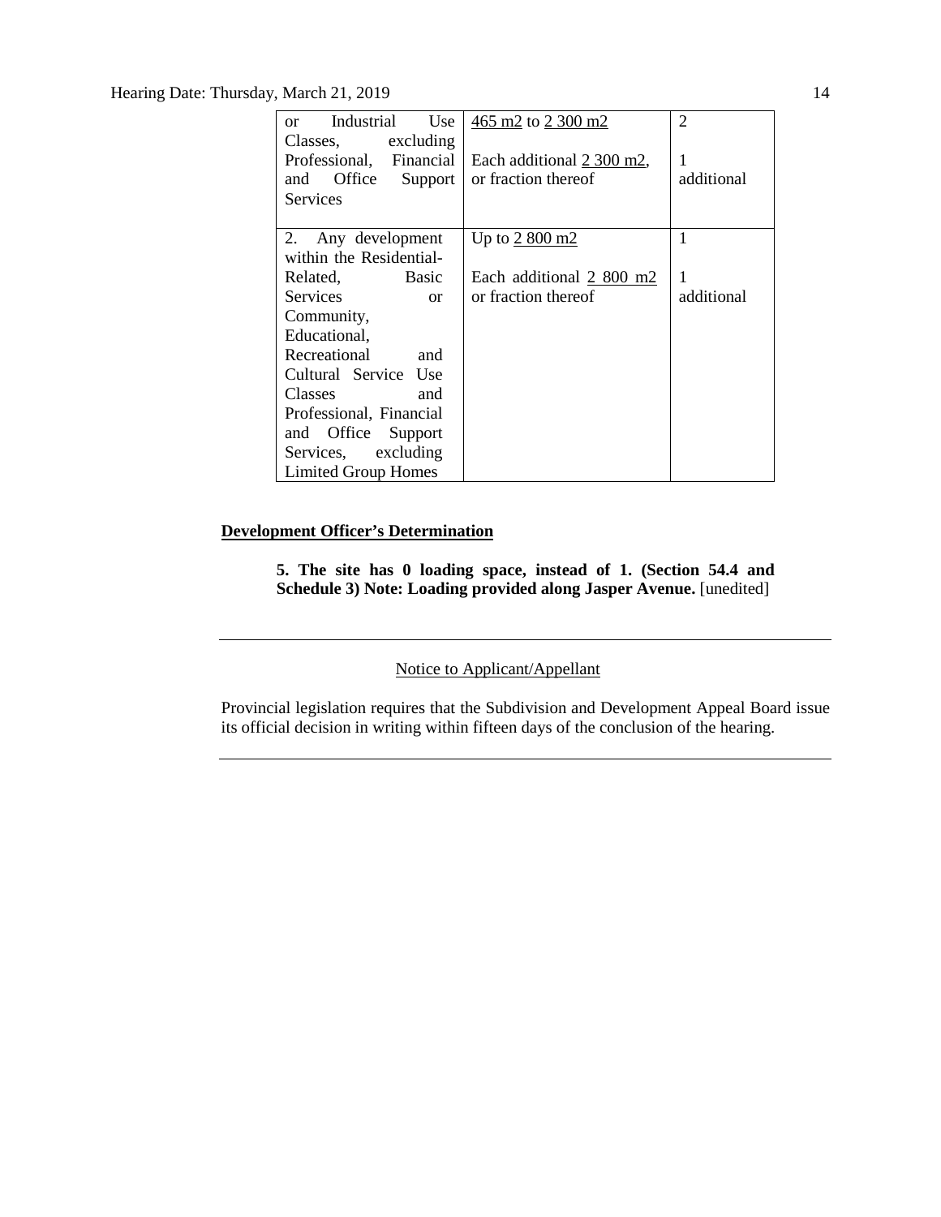| | | |
|---|---|---|
| or Industrial Use Classes, excluding Professional, Financial and Office Support Services | 465 m2 to 2 300 m2<br><br>Each additional 2 300 m2, or fraction thereof | 2<br><br>1 additional |
| 2. Any development within the Residential-Related, Basic Services or Community, Educational, Recreational and Cultural Service Use Classes and Professional, Financial and Office Support Services, excluding Limited Group Homes | Up to 2 800 m2<br><br>Each additional 2 800 m2 or fraction thereof | 1<br><br>1 additional |

**Development Officer's Determination**

> **5. The site has 0 loading space, instead of 1. (Section 54.4 and Schedule 3) Note: Loading provided along Jasper Avenue.** [unedited]

---

Notice to Applicant/Appellant

Provincial legislation requires that the Subdivision and Development Appeal Board issue its official decision in writing within fifteen days of the conclusion of the hearing.

---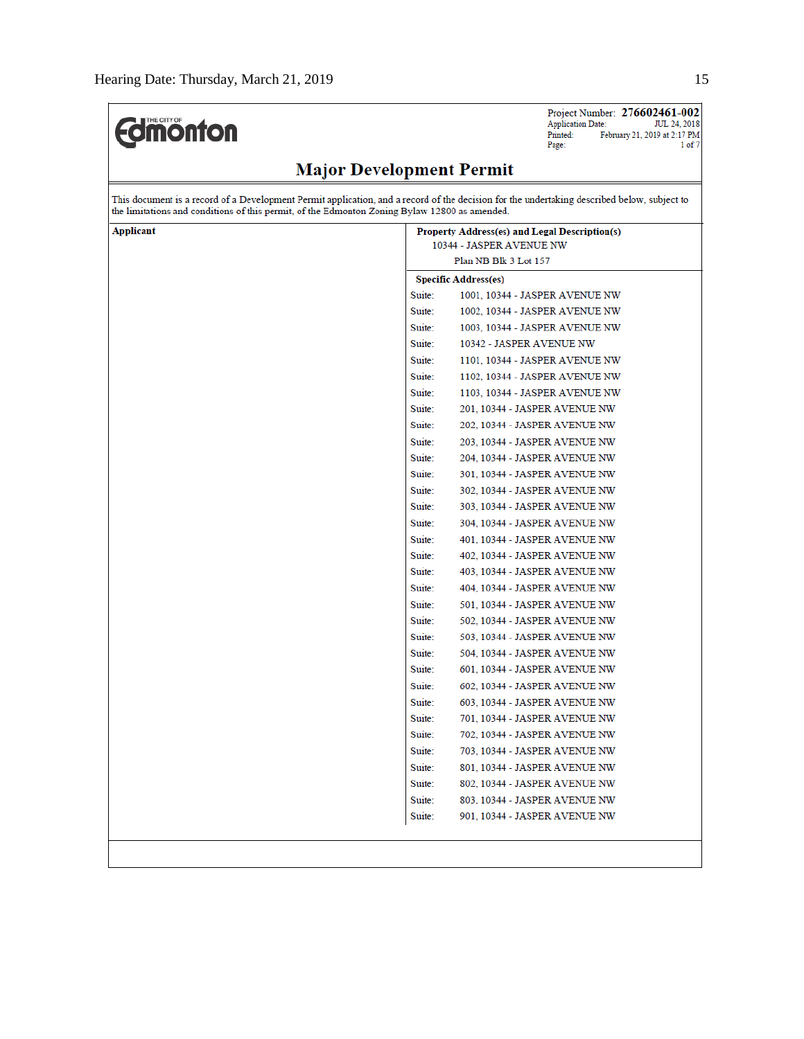Edmonton

Project Number: **276602461-002**
Application Date: JUL 24, 2018
Printed: February 21, 2019 at 2:17 PM
Page: 1 of 7

# Major Development Permit

This document is a record of a Development Permit application, and a record of the decision for the undertaking described below, subject to the limitations and conditions of this permit, of the Edmonton Zoning Bylaw 12800 as amended.

**Applicant**

**Property Address(es) and Legal Description(s)**
10344 - JASPER AVENUE NW
Plan NB Blk 3 Lot 157

**Specific Address(es)**

| | |
|---|---|
| Suite: | 1001, 10344 - JASPER AVENUE NW |
| Suite: | 1002, 10344 - JASPER AVENUE NW |
| Suite: | 1003, 10344 - JASPER AVENUE NW |
| Suite: | 10342 - JASPER AVENUE NW |
| Suite: | 1101, 10344 - JASPER AVENUE NW |
| Suite: | 1102, 10344 - JASPER AVENUE NW |
| Suite: | 1103, 10344 - JASPER AVENUE NW |
| Suite: | 201, 10344 - JASPER AVENUE NW |
| Suite: | 202, 10344 - JASPER AVENUE NW |
| Suite: | 203, 10344 - JASPER AVENUE NW |
| Suite: | 204, 10344 - JASPER AVENUE NW |
| Suite: | 301, 10344 - JASPER AVENUE NW |
| Suite: | 302, 10344 - JASPER AVENUE NW |
| Suite: | 303, 10344 - JASPER AVENUE NW |
| Suite: | 304, 10344 - JASPER AVENUE NW |
| Suite: | 401, 10344 - JASPER AVENUE NW |
| Suite: | 402, 10344 - JASPER AVENUE NW |
| Suite: | 403, 10344 - JASPER AVENUE NW |
| Suite: | 404, 10344 - JASPER AVENUE NW |
| Suite: | 501, 10344 - JASPER AVENUE NW |
| Suite: | 502, 10344 - JASPER AVENUE NW |
| Suite: | 503, 10344 - JASPER AVENUE NW |
| Suite: | 504, 10344 - JASPER AVENUE NW |
| Suite: | 601, 10344 - JASPER AVENUE NW |
| Suite: | 602, 10344 - JASPER AVENUE NW |
| Suite: | 603, 10344 - JASPER AVENUE NW |
| Suite: | 701, 10344 - JASPER AVENUE NW |
| Suite: | 702, 10344 - JASPER AVENUE NW |
| Suite: | 703, 10344 - JASPER AVENUE NW |
| Suite: | 801, 10344 - JASPER AVENUE NW |
| Suite: | 802, 10344 - JASPER AVENUE NW |
| Suite: | 803, 10344 - JASPER AVENUE NW |
| Suite: | 901, 10344 - JASPER AVENUE NW |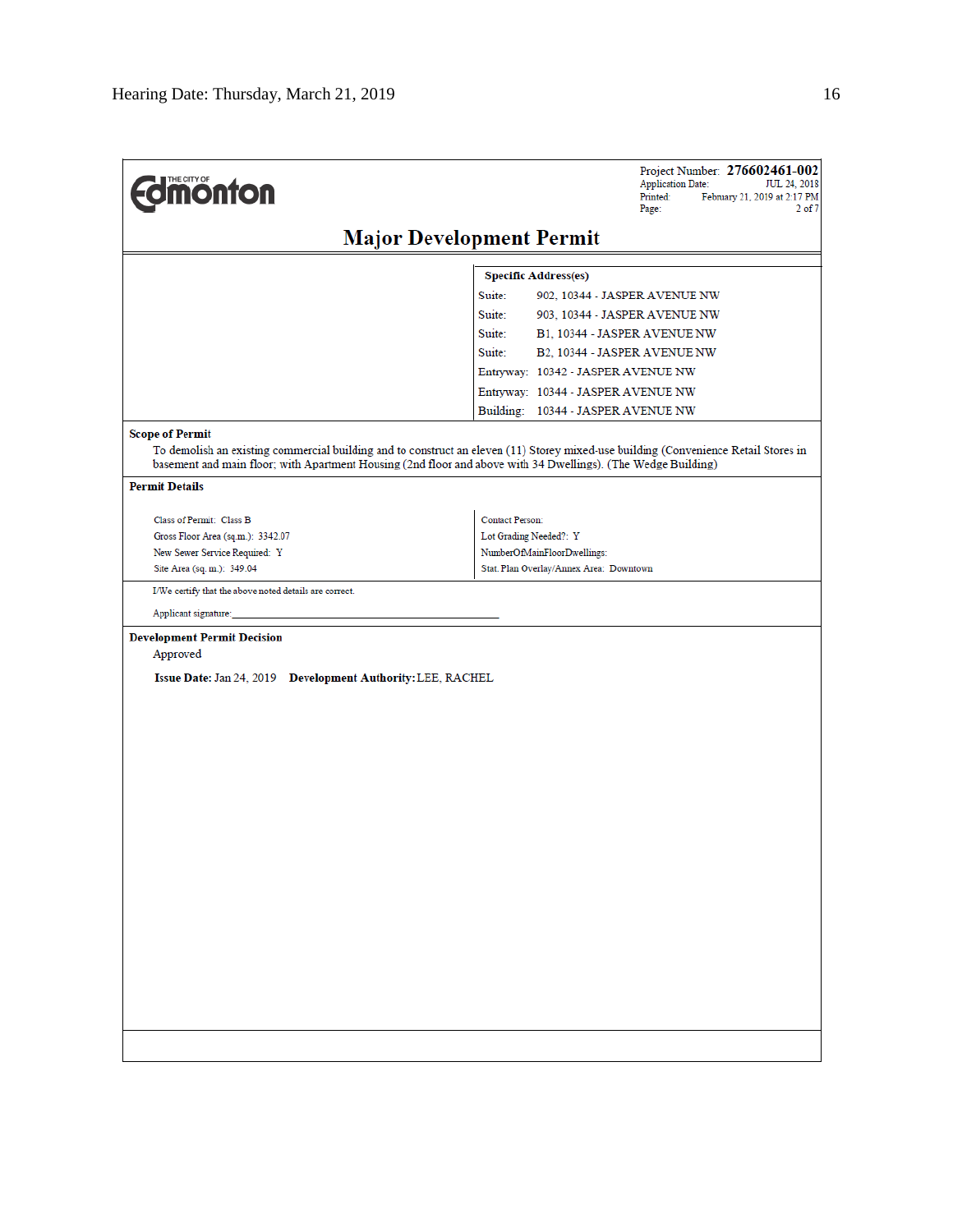**THE CITY OF Edmonton**

Project Number: **276602461-002**
Application Date: JUL 24, 2018
Printed: February 21, 2019 at 2:17 PM
Page: 2 of 7

# Major Development Permit

**Specific Address(es)**

| | |
|---|---|
| Suite: | 902, 10344 - JASPER AVENUE NW |
| Suite: | 903, 10344 - JASPER AVENUE NW |
| Suite: | B1, 10344 - JASPER AVENUE NW |
| Suite: | B2, 10344 - JASPER AVENUE NW |
| Entryway: | 10342 - JASPER AVENUE NW |
| Entryway: | 10344 - JASPER AVENUE NW |
| Building: | 10344 - JASPER AVENUE NW |

**Scope of Permit**

To demolish an existing commercial building and to construct an eleven (11) Storey mixed-use building (Convenience Retail Stores in basement and main floor; with Apartment Housing (2nd floor and above with 34 Dwellings). (The Wedge Building)

**Permit Details**

| | |
|---|---|
| Class of Permit: Class B | Contact Person: |
| Gross Floor Area (sq.m.): 3342.07 | Lot Grading Needed?: Y |
| New Sewer Service Required: Y | NumberOfMainFloorDwellings: |
| Site Area (sq. m.): 349.04 | Stat. Plan Overlay/Annex Area: Downtown |

I/We certify that the above noted details are correct.

Applicant signature:\_\_\_\_\_\_\_\_\_\_\_\_\_\_\_\_\_\_\_\_\_\_\_\_\_\_\_\_\_\_\_\_\_\_\_\_\_\_\_\_\_\_\_\_

**Development Permit Decision**

Approved

**Issue Date:** Jan 24, 2019 **Development Authority:** LEE, RACHEL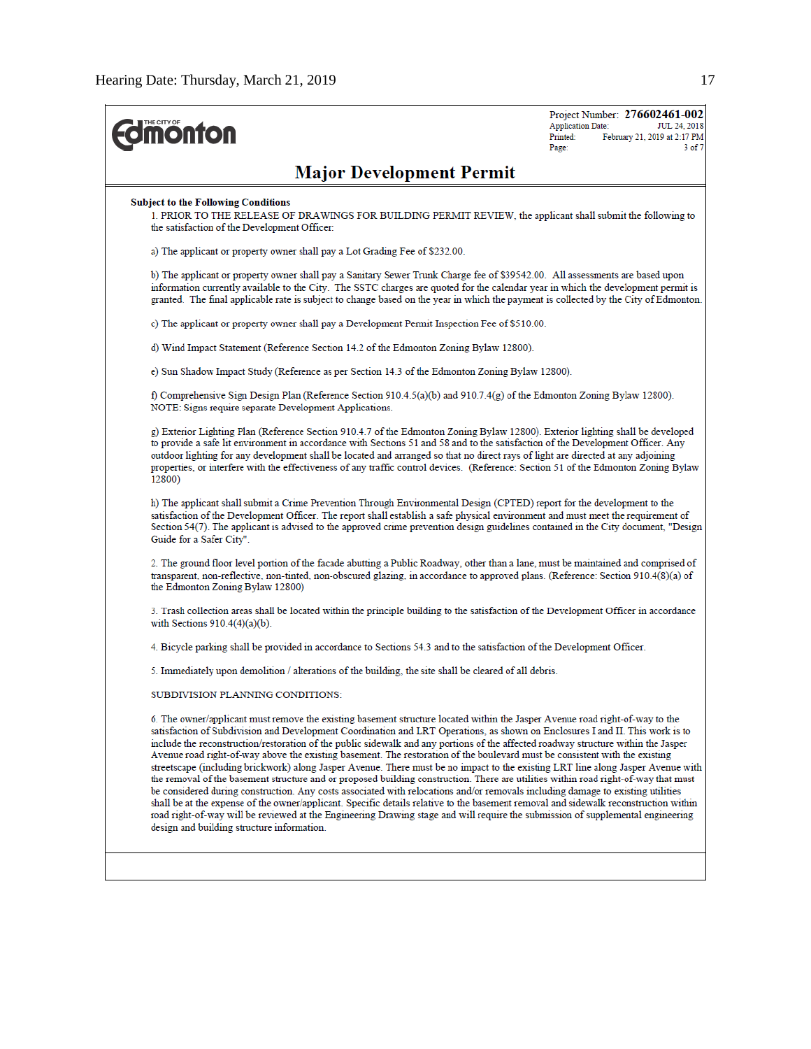Project Number: **276602461-002**
Application Date: JUL 24, 2018
Printed: February 21, 2019 at 2:17 PM

# Major Development Permit

**Subject to the Following Conditions**

1. PRIOR TO THE RELEASE OF DRAWINGS FOR BUILDING PERMIT REVIEW, the applicant shall submit the following to the satisfaction of the Development Officer:

a) The applicant or property owner shall pay a Lot Grading Fee of $232.00.

b) The applicant or property owner shall pay a Sanitary Sewer Trunk Charge fee of $39542.00. All assessments are based upon information currently available to the City. The SSTC charges are quoted for the calendar year in which the development permit is granted. The final applicable rate is subject to change based on the year in which the payment is collected by the City of Edmonton.

c) The applicant or property owner shall pay a Development Permit Inspection Fee of $510.00.

d) Wind Impact Statement (Reference Section 14.2 of the Edmonton Zoning Bylaw 12800).

e) Sun Shadow Impact Study (Reference as per Section 14.3 of the Edmonton Zoning Bylaw 12800).

f) Comprehensive Sign Design Plan (Reference Section 910.4.5(a)(b) and 910.7.4(g) of the Edmonton Zoning Bylaw 12800).
NOTE: Signs require separate Development Applications.

g) Exterior Lighting Plan (Reference Section 910.4.7 of the Edmonton Zoning Bylaw 12800). Exterior lighting shall be developed to provide a safe lit environment in accordance with Sections 51 and 58 and to the satisfaction of the Development Officer. Any outdoor lighting for any development shall be located and arranged so that no direct rays of light are directed at any adjoining properties, or interfere with the effectiveness of any traffic control devices. (Reference: Section 51 of the Edmonton Zoning Bylaw 12800)

h) The applicant shall submit a Crime Prevention Through Environmental Design (CPTED) report for the development to the satisfaction of the Development Officer. The report shall establish a safe physical environment and must meet the requirement of Section 54(7). The applicant is advised to the approved crime prevention design guidelines contained in the City document, "Design Guide for a Safer City".

2. The ground floor level portion of the facade abutting a Public Roadway, other than a lane, must be maintained and comprised of transparent, non-reflective, non-tinted, non-obscured glazing, in accordance to approved plans. (Reference: Section 910.4(8)(a) of the Edmonton Zoning Bylaw 12800)

3. Trash collection areas shall be located within the principle building to the satisfaction of the Development Officer in accordance with Sections 910.4(4)(a)(b).

4. Bicycle parking shall be provided in accordance to Sections 54.3 and to the satisfaction of the Development Officer.

5. Immediately upon demolition / alterations of the building, the site shall be cleared of all debris.

SUBDIVISION PLANNING CONDITIONS:

6. The owner/applicant must remove the existing basement structure located within the Jasper Avenue road right-of-way to the satisfaction of Subdivision and Development Coordination and LRT Operations, as shown on Enclosures I and II. This work is to include the reconstruction/restoration of the public sidewalk and any portions of the affected roadway structure within the Jasper Avenue road right-of-way above the existing basement. The restoration of the boulevard must be consistent with the existing streetscape (including brickwork) along Jasper Avenue. There must be no impact to the existing LRT line along Jasper Avenue with the removal of the basement structure and or proposed building construction. There are utilities within road right-of-way that must be considered during construction. Any costs associated with relocations and/or removals including damage to existing utilities shall be at the expense of the owner/applicant. Specific details relative to the basement removal and sidewalk reconstruction within road right-of-way will be reviewed at the Engineering Drawing stage and will require the submission of supplemental engineering design and building structure information.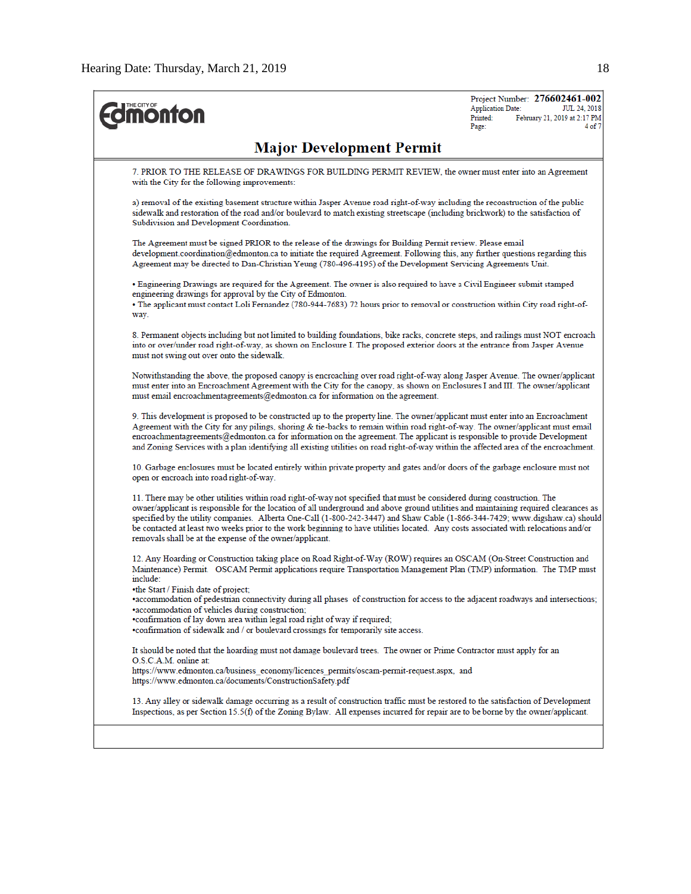Project Number: **276602461-002**
Application Date: JUL 24, 2018
Printed: February 21, 2019 at 2:17 PM

# Major Development Permit

7. PRIOR TO THE RELEASE OF DRAWINGS FOR BUILDING PERMIT REVIEW, the owner must enter into an Agreement with the City for the following improvements:

a) removal of the existing basement structure within Jasper Avenue road right-of-way including the reconstruction of the public sidewalk and restoration of the road and/or boulevard to match existing streetscape (including brickwork) to the satisfaction of Subdivision and Development Coordination.

The Agreement must be signed PRIOR to the release of the drawings for Building Permit review. Please email development.coordination@edmonton.ca to initiate the required Agreement. Following this, any further questions regarding this Agreement may be directed to Dan-Christian Yeung (780-496-4195) of the Development Servicing Agreements Unit.

• Engineering Drawings are required for the Agreement. The owner is also required to have a Civil Engineer submit stamped engineering drawings for approval by the City of Edmonton.
• The applicant must contact Loli Fernandez (780-944-7683) 72 hours prior to removal or construction within City road right-of-way.

8. Permanent objects including but not limited to building foundations, bike racks, concrete steps, and railings must NOT encroach into or over/under road right-of-way, as shown on Enclosure I. The proposed exterior doors at the entrance from Jasper Avenue must not swing out over onto the sidewalk.

Notwithstanding the above, the proposed canopy is encroaching over road right-of-way along Jasper Avenue. The owner/applicant must enter into an Encroachment Agreement with the City for the canopy, as shown on Enclosures I and III. The owner/applicant must email encroachmentagreements@edmonton.ca for information on the agreement.

9. This development is proposed to be constructed up to the property line. The owner/applicant must enter into an Encroachment Agreement with the City for any pilings, shoring & tie-backs to remain within road right-of-way. The owner/applicant must email encroachmentagreements@edmonton.ca for information on the agreement. The applicant is responsible to provide Development and Zoning Services with a plan identifying all existing utilities on road right-of-way within the affected area of the encroachment.

10. Garbage enclosures must be located entirely within private property and gates and/or doors of the garbage enclosure must not open or encroach into road right-of-way.

11. There may be other utilities within road right-of-way not specified that must be considered during construction. The owner/applicant is responsible for the location of all underground and above ground utilities and maintaining required clearances as specified by the utility companies. Alberta One-Call (1-800-242-3447) and Shaw Cable (1-866-344-7429; www.digshaw.ca) should be contacted at least two weeks prior to the work beginning to have utilities located. Any costs associated with relocations and/or removals shall be at the expense of the owner/applicant.

12. Any Hoarding or Construction taking place on Road Right-of-Way (ROW) requires an OSCAM (On-Street Construction and Maintenance) Permit. OSCAM Permit applications require Transportation Management Plan (TMP) information. The TMP must include:
- the Start / Finish date of project;
- accommodation of pedestrian connectivity during all phases of construction for access to the adjacent roadways and intersections;
- accommodation of vehicles during construction;
- confirmation of lay down area within legal road right of way if required;
- confirmation of sidewalk and / or boulevard crossings for temporarily site access.

It should be noted that the hoarding must not damage boulevard trees. The owner or Prime Contractor must apply for an O.S.C.A.M. online at:
https://www.edmonton.ca/business_economy/licences_permits/oscam-permit-request.aspx, and
https://www.edmonton.ca/documents/ConstructionSafety.pdf

13. Any alley or sidewalk damage occurring as a result of construction traffic must be restored to the satisfaction of Development Inspections, as per Section 15.5(f) of the Zoning Bylaw. All expenses incurred for repair are to be borne by the owner/applicant.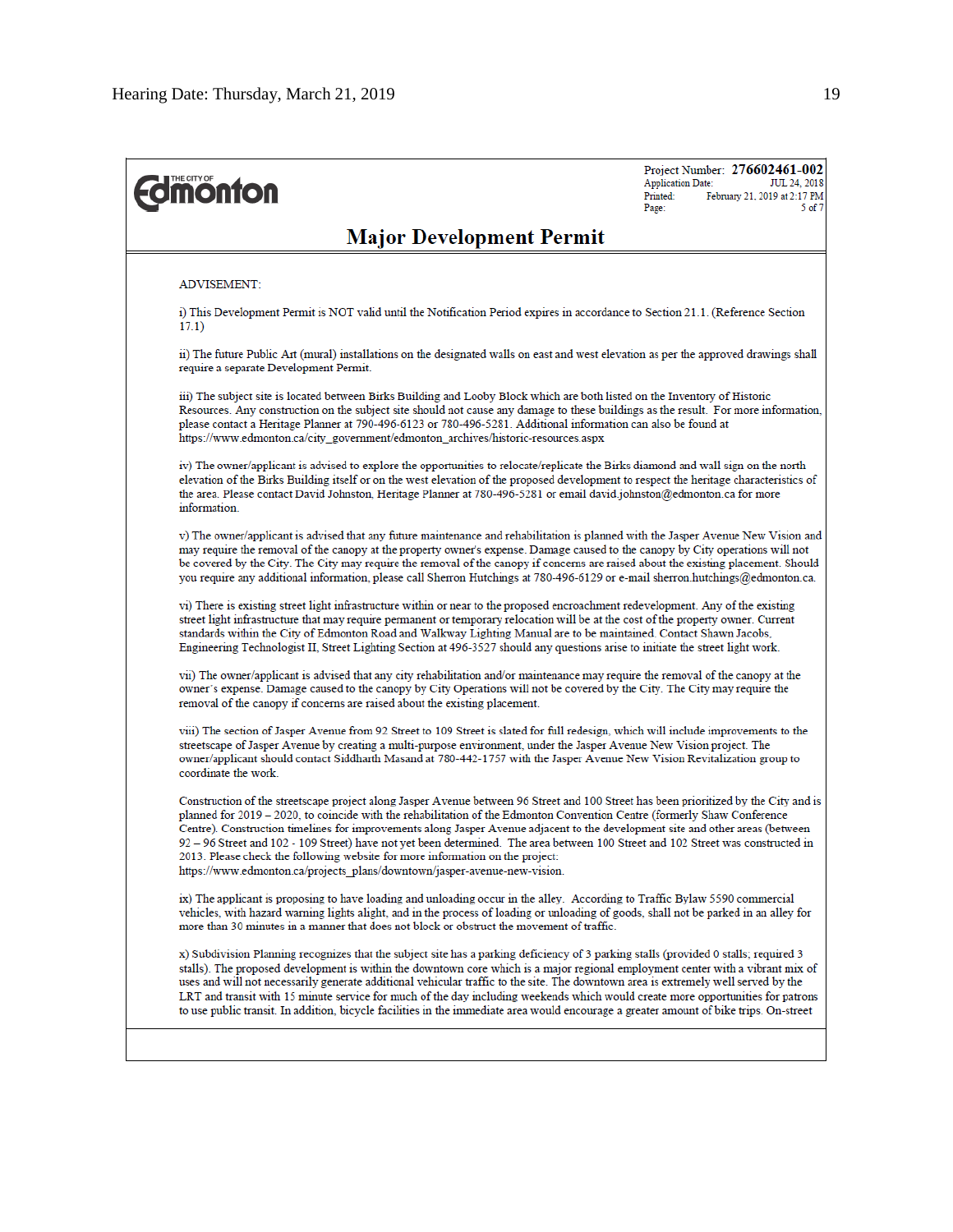Project Number: **276602461-002**
Application Date: JUL 24, 2018
Printed: February 21, 2019 at 2:17 PM

# Major Development Permit

ADVISEMENT:

i) This Development Permit is NOT valid until the Notification Period expires in accordance to Section 21.1. (Reference Section 17.1)

ii) The future Public Art (mural) installations on the designated walls on east and west elevation as per the approved drawings shall require a separate Development Permit.

iii) The subject site is located between Birks Building and Looby Block which are both listed on the Inventory of Historic Resources. Any construction on the subject site should not cause any damage to these buildings as the result. For more information, please contact a Heritage Planner at 790-496-6123 or 780-496-5281. Additional information can also be found at https://www.edmonton.ca/city_government/edmonton_archives/historic-resources.aspx

iv) The owner/applicant is advised to explore the opportunities to relocate/replicate the Birks diamond and wall sign on the north elevation of the Birks Building itself or on the west elevation of the proposed development to respect the heritage characteristics of the area. Please contact David Johnston, Heritage Planner at 780-496-5281 or email david.johnston@edmonton.ca for more information.

v) The owner/applicant is advised that any future maintenance and rehabilitation is planned with the Jasper Avenue New Vision and may require the removal of the canopy at the property owner's expense. Damage caused to the canopy by City operations will not be covered by the City. The City may require the removal of the canopy if concerns are raised about the existing placement. Should you require any additional information, please call Sherron Hutchings at 780-496-6129 or e-mail sherron.hutchings@edmonton.ca.

vi) There is existing street light infrastructure within or near to the proposed encroachment redevelopment. Any of the existing street light infrastructure that may require permanent or temporary relocation will be at the cost of the property owner. Current standards within the City of Edmonton Road and Walkway Lighting Manual are to be maintained. Contact Shawn Jacobs, Engineering Technologist II, Street Lighting Section at 496-3527 should any questions arise to initiate the street light work.

vii) The owner/applicant is advised that any city rehabilitation and/or maintenance may require the removal of the canopy at the owner's expense. Damage caused to the canopy by City Operations will not be covered by the City. The City may require the removal of the canopy if concerns are raised about the existing placement.

viii) The section of Jasper Avenue from 92 Street to 109 Street is slated for full redesign, which will include improvements to the streetscape of Jasper Avenue by creating a multi-purpose environment, under the Jasper Avenue New Vision project. The owner/applicant should contact Siddharth Masand at 780-442-1757 with the Jasper Avenue New Vision Revitalization group to coordinate the work.

Construction of the streetscape project along Jasper Avenue between 96 Street and 100 Street has been prioritized by the City and is planned for 2019 – 2020, to coincide with the rehabilitation of the Edmonton Convention Centre (formerly Shaw Conference Centre). Construction timelines for improvements along Jasper Avenue adjacent to the development site and other areas (between 92 – 96 Street and 102 - 109 Street) have not yet been determined. The area between 100 Street and 102 Street was constructed in 2013. Please check the following website for more information on the project: https://www.edmonton.ca/projects_plans/downtown/jasper-avenue-new-vision.

ix) The applicant is proposing to have loading and unloading occur in the alley. According to Traffic Bylaw 5590 commercial vehicles, with hazard warning lights alight, and in the process of loading or unloading of goods, shall not be parked in an alley for more than 30 minutes in a manner that does not block or obstruct the movement of traffic.

x) Subdivision Planning recognizes that the subject site has a parking deficiency of 3 parking stalls (provided 0 stalls; required 3 stalls). The proposed development is within the downtown core which is a major regional employment center with a vibrant mix of uses and will not necessarily generate additional vehicular traffic to the site. The downtown area is extremely well served by the LRT and transit with 15 minute service for much of the day including weekends which would create more opportunities for patrons to use public transit. In addition, bicycle facilities in the immediate area would encourage a greater amount of bike trips. On-street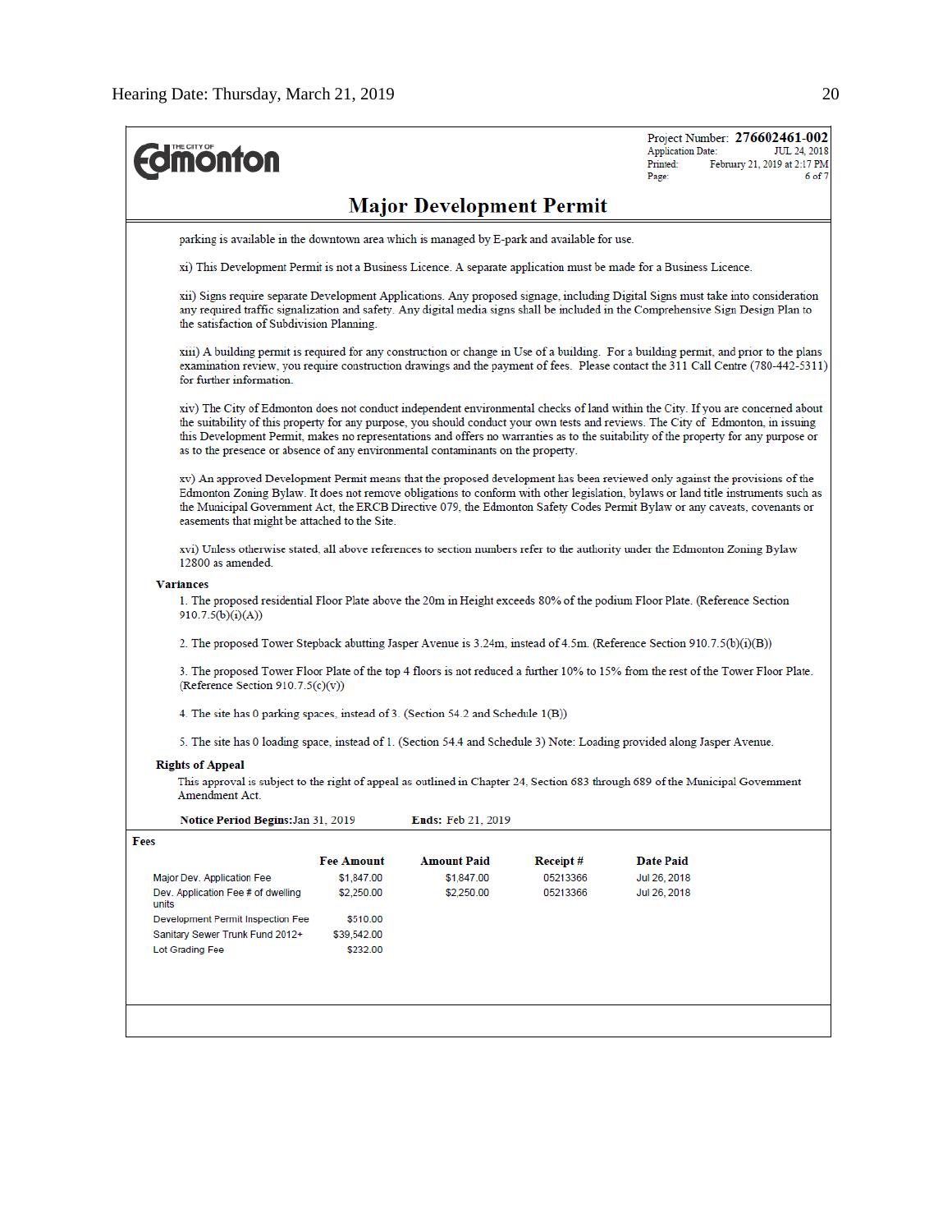Project Number: **276602461-002**
Application Date: JUL 24, 2018
Printed: February 21, 2019 at 2:17 PM

# Major Development Permit

parking is available in the downtown area which is managed by E-park and available for use.

xi) This Development Permit is not a Business Licence. A separate application must be made for a Business Licence.

xii) Signs require separate Development Applications. Any proposed signage, including Digital Signs must take into consideration any required traffic signalization and safety. Any digital media signs shall be included in the Comprehensive Sign Design Plan to the satisfaction of Subdivision Planning.

xiii) A building permit is required for any construction or change in Use of a building. For a building permit, and prior to the plans examination review, you require construction drawings and the payment of fees. Please contact the 311 Call Centre (780-442-5311) for further information.

xiv) The City of Edmonton does not conduct independent environmental checks of land within the City. If you are concerned about the suitability of this property for any purpose, you should conduct your own tests and reviews. The City of Edmonton, in issuing this Development Permit, makes no representations and offers no warranties as to the suitability of the property for any purpose or as to the presence or absence of any environmental contaminants on the property.

xv) An approved Development Permit means that the proposed development has been reviewed only against the provisions of the Edmonton Zoning Bylaw. It does not remove obligations to conform with other legislation, bylaws or land title instruments such as the Municipal Government Act, the ERCB Directive 079, the Edmonton Safety Codes Permit Bylaw or any caveats, covenants or easements that might be attached to the Site.

xvi) Unless otherwise stated, all above references to section numbers refer to the authority under the Edmonton Zoning Bylaw 12800 as amended.

**Variances**

1. The proposed residential Floor Plate above the 20m in Height exceeds 80% of the podium Floor Plate. (Reference Section 910.7.5(b)(i)(A))

2. The proposed Tower Stepback abutting Jasper Avenue is 3.24m, instead of 4.5m. (Reference Section 910.7.5(b)(i)(B))

3. The proposed Tower Floor Plate of the top 4 floors is not reduced a further 10% to 15% from the rest of the Tower Floor Plate. (Reference Section 910.7.5(c)(v))

4. The site has 0 parking spaces, instead of 3. (Section 54.2 and Schedule 1(B))

5. The site has 0 loading space, instead of 1. (Section 54.4 and Schedule 3) Note: Loading provided along Jasper Avenue.

**Rights of Appeal**

This approval is subject to the right of appeal as outlined in Chapter 24, Section 683 through 689 of the Municipal Government Amendment Act.

**Notice Period Begins:** Jan 31, 2019 **Ends:** Feb 21, 2019

**Fees**

| | Fee Amount | Amount Paid | Receipt # | Date Paid |
|---|---|---|---|---|
| Major Dev. Application Fee | $1,847.00 | $1,847.00 | 05213366 | Jul 26, 2018 |
| Dev. Application Fee # of dwelling units | $2,250.00 | $2,250.00 | 05213366 | Jul 26, 2018 |
| Development Permit Inspection Fee | $510.00 | | | |
| Sanitary Sewer Trunk Fund 2012+ | $39,542.00 | | | |
| Lot Grading Fee | $232.00 | | | |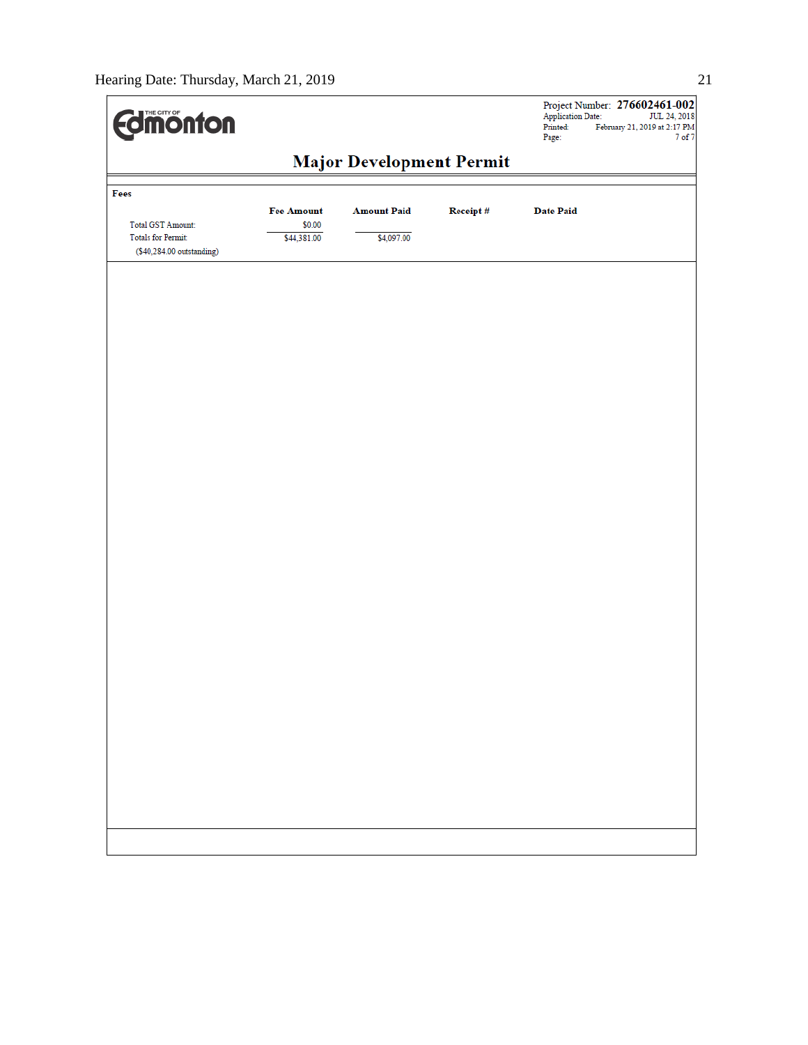THE CITY OF Edmonton

Project Number: **276602461-002**
Application Date: JUL 24, 2018
Printed: February 21, 2019 at 2:17 PM

# Major Development Permit

**Fees**

| | Fee Amount | Amount Paid | Receipt # | Date Paid |
|---|---|---|---|---|
| Total GST Amount: | $0.00 | | | |
| Totals for Permit: | $44,381.00 | $4,097.00 | | |
| ($40,284.00 outstanding) | | | | |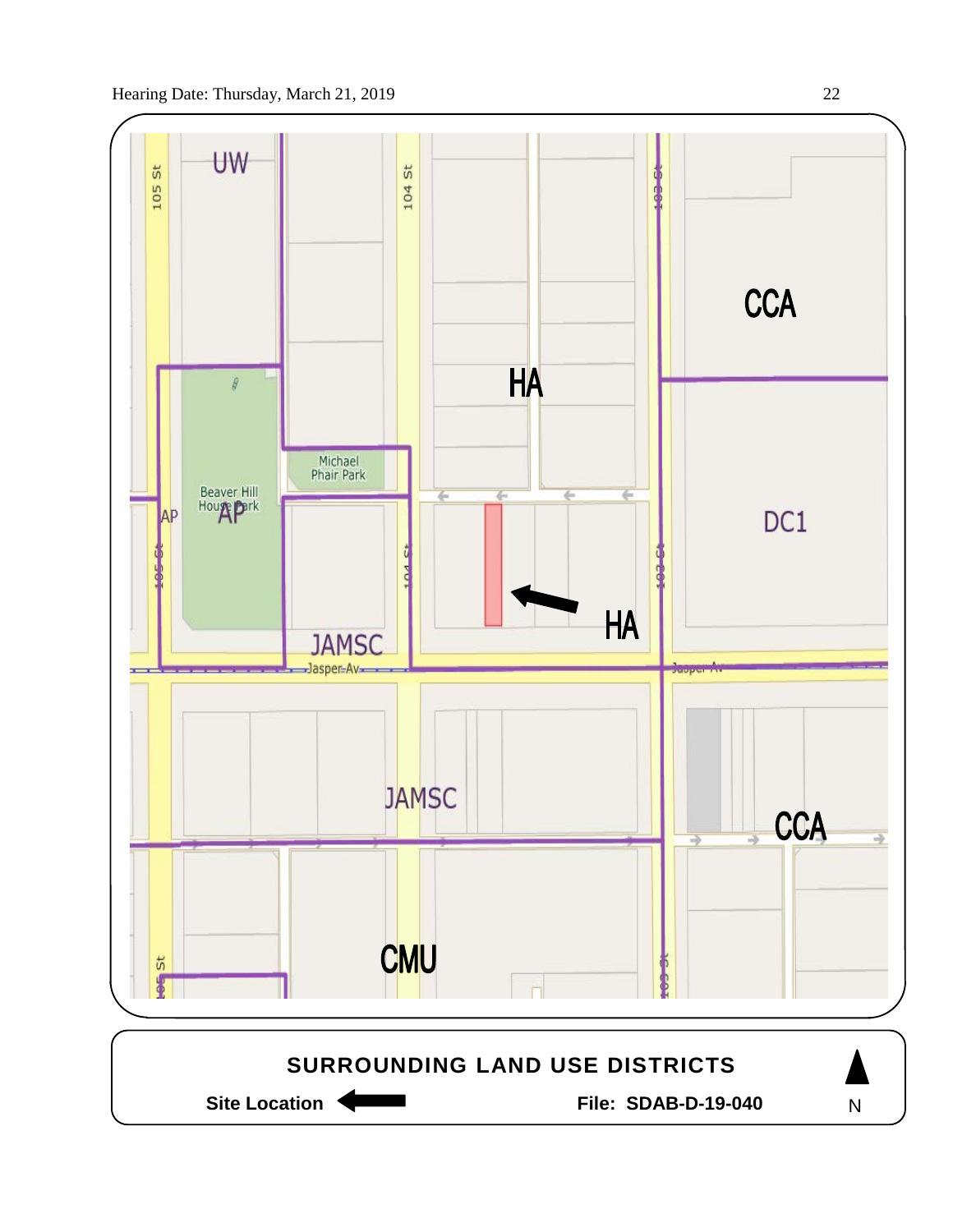Hearing Date: Thursday, March 21, 2019

UW

105 St

104 St

103 St

CCA

HA

Michael Phair Park

Beaver Hill House Park

AP

AP

DC1

HA

JAMSC

Jasper Av

Jasper Av

JAMSC

CCA

CMU

105 St

103 St

**SURROUNDING LAND USE DISTRICTS**

**Site Location** ⬅

**File: SDAB-D-19-040**

N